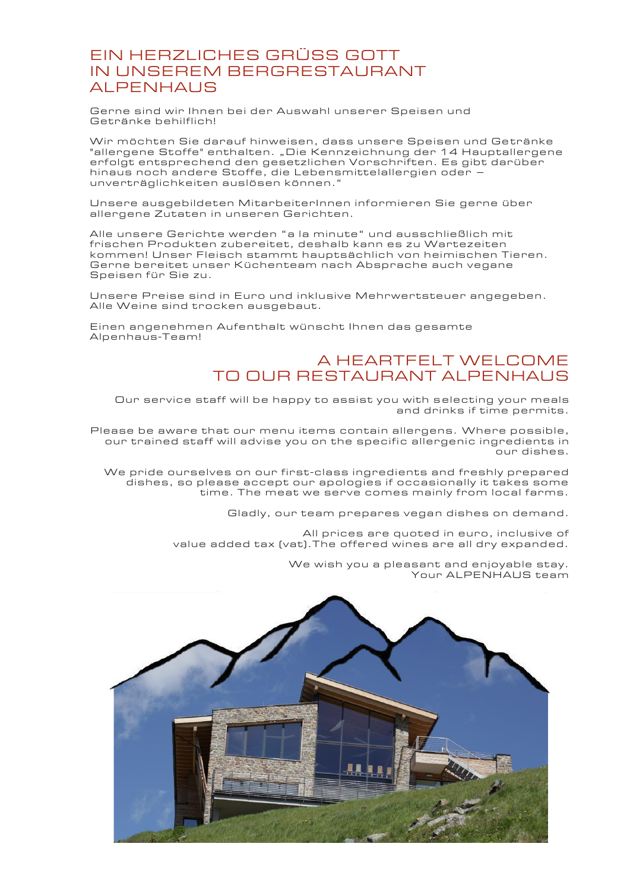# EIN HERZLICHES GRÜSS GOTT IN UNSEREM BERGRESTAURANT ALPENHAUS

Gerne sind wir Ihnen bei der Auswahl unserer Speisen und Getränke behilflich!

Wir möchten Sie darauf hinweisen, dass unsere Speisen und Getränke "allergene Stoffe" enthalten. „Die Kennzeichnung der 14 Hauptallergene erfolgt entsprechend den gesetzlichen Vorschriften. Es gibt darüber hinaus noch andere Stoffe, die Lebensmittelallergien oder – unverträglichkeiten auslösen können."

Unsere ausgebildeten MitarbeiterInnen informieren Sie gerne über allergene Zutaten in unseren Gerichten.

Alle unsere Gerichte werden "a la minute" und ausschließlich mit frischen Produkten zubereitet, deshalb kann es zu Wartezeiten kommen! Unser Fleisch stammt hauptsächlich von heimischen Tieren. Gerne bereitet unser Küchenteam nach Absprache auch vegane Speisen für Sie zu.

Unsere Preise sind in Euro und inklusive Mehrwertsteuer angegeben. Alle Weine sind trocken ausgebaut.

Einen angenehmen Aufenthalt wünscht Ihnen das gesamte Alpenhaus-Team!

# A HEARTFELT WELCOME TO OUR RESTAURANT ALPENHAUS

Our service staff will be happy to assist you with selecting your meals and drinks if time permits.

Please be aware that our menu items contain allergens. Where possible, our trained staff will advise you on the specific allergenic ingredients in our dishes.

We pride ourselves on our first-class ingredients and freshly prepared dishes, so please accept our apologies if occasionally it takes some time. The meat we serve comes mainly from local farms.

Gladly, our team prepares vegan dishes on demand.

All prices are quoted in euro, inclusive of value added tax (vat).The offered wines are all dry expanded.

We wish you a pleasant and enjoyable stay.
Your ALPENHAUS team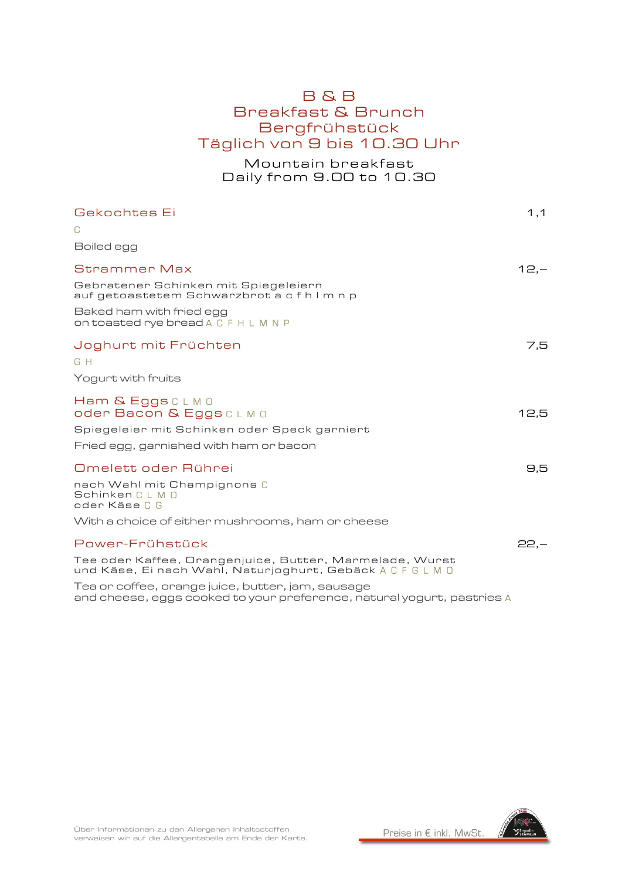# B & B
# Breakfast & Brunch
# Bergfrühstück
# Täglich von 9 bis 10.30 Uhr

Mountain breakfast
Daily from 9.00 to 10.30

## Gekochtes Ei — 1,1

C

Boiled egg

## Strammer Max — 12,–

Gebratener Schinken mit Spiegeleiern
auf getoastetem Schwarzbrot a c f h l m n p

Baked ham with fried egg
on toasted rye bread A C F H L M N P

## Joghurt mit Früchten — 7,5

G H

Yogurt with fruits

## Ham & Eggs C L M O
## oder Bacon & Eggs C L M O — 12,5

Spiegeleier mit Schinken oder Speck garniert

Fried egg, garnished with ham or bacon

## Omelett oder Rührei — 9,5

nach Wahl mit Champignons C
Schinken C L M O
oder Käse C G

With a choice of either mushrooms, ham or cheese

## Power-Frühstück — 22,–

Tee oder Kaffee, Orangenjuice, Butter, Marmelade, Wurst
und Käse, Ei nach Wahl, Naturjoghurt, Gebäck A C F G L M O

Tea or coffee, orange juice, butter, jam, sausage
and cheese, eggs cooked to your preference, natural yogurt, pastries A

Über Informationen zu den Allergenen Inhaltsstoffen verweisen wir auf die Allergentabelle am Ende der Karte.

Preise in € inkl. MwSt.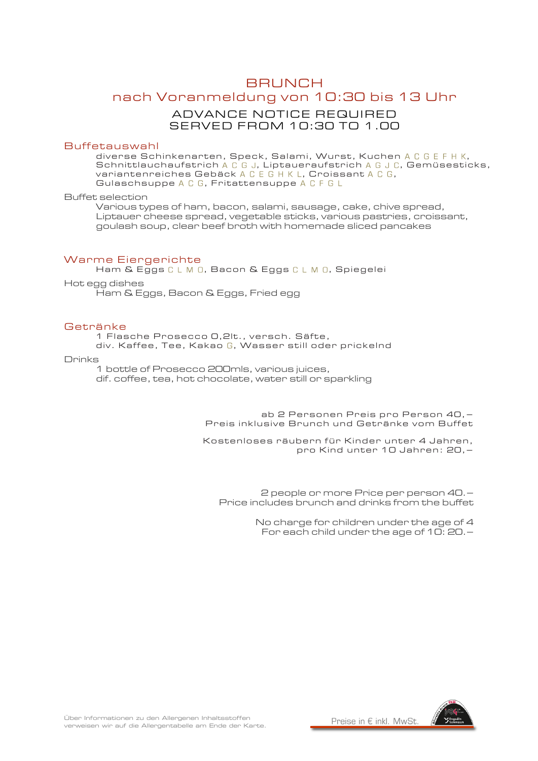# BRUNCH

## nach Voranmeldung von 10:30 bis 13 Uhr

ADVANCE NOTICE REQUIRED
SERVED FROM 10:30 TO 1.00

## Buffetauswahl

diverse Schinkenarten, Speck, Salami, Wurst, Kuchen A C G E F H K, Schnittlauchaufstrich A C G J, Liptaueraufstrich A G J C, Gemüsesticks, variantenreiches Gebäck A C E G H K L, Croissant A C G, Gulaschsuppe A C G, Fritattensuppe A C F G L

Buffet selection

Various types of ham, bacon, salami, sausage, cake, chive spread, Liptauer cheese spread, vegetable sticks, various pastries, croissant, goulash soup, clear beef broth with homemade sliced pancakes

## Warme Eiergerichte

Ham & Eggs C L M O, Bacon & Eggs C L M O, Spiegelei

Hot egg dishes

Ham & Eggs, Bacon & Eggs, Fried egg

## Getränke

1 Flasche Prosecco 0,2lt., versch. Säfte, div. Kaffee, Tee, Kakao G, Wasser still oder prickelnd

Drinks

1 bottle of Prosecco 200mls, various juices, dif. coffee, tea, hot chocolate, water still or sparkling

ab 2 Personen Preis pro Person 40,–
Preis inklusive Brunch und Getränke vom Buffet

Kostenloses räubern für Kinder unter 4 Jahren,
pro Kind unter 10 Jahren: 20,–

2 people or more Price per person 40.–
Price includes brunch and drinks from the buffet

No charge for children under the age of 4
For each child under the age of 10: 20.–

Über Informationen zu den Allergenen Inhaltsstoffen verweisen wir auf die Allergentabelle am Ende der Karte.

Preise in € inkl. MwSt.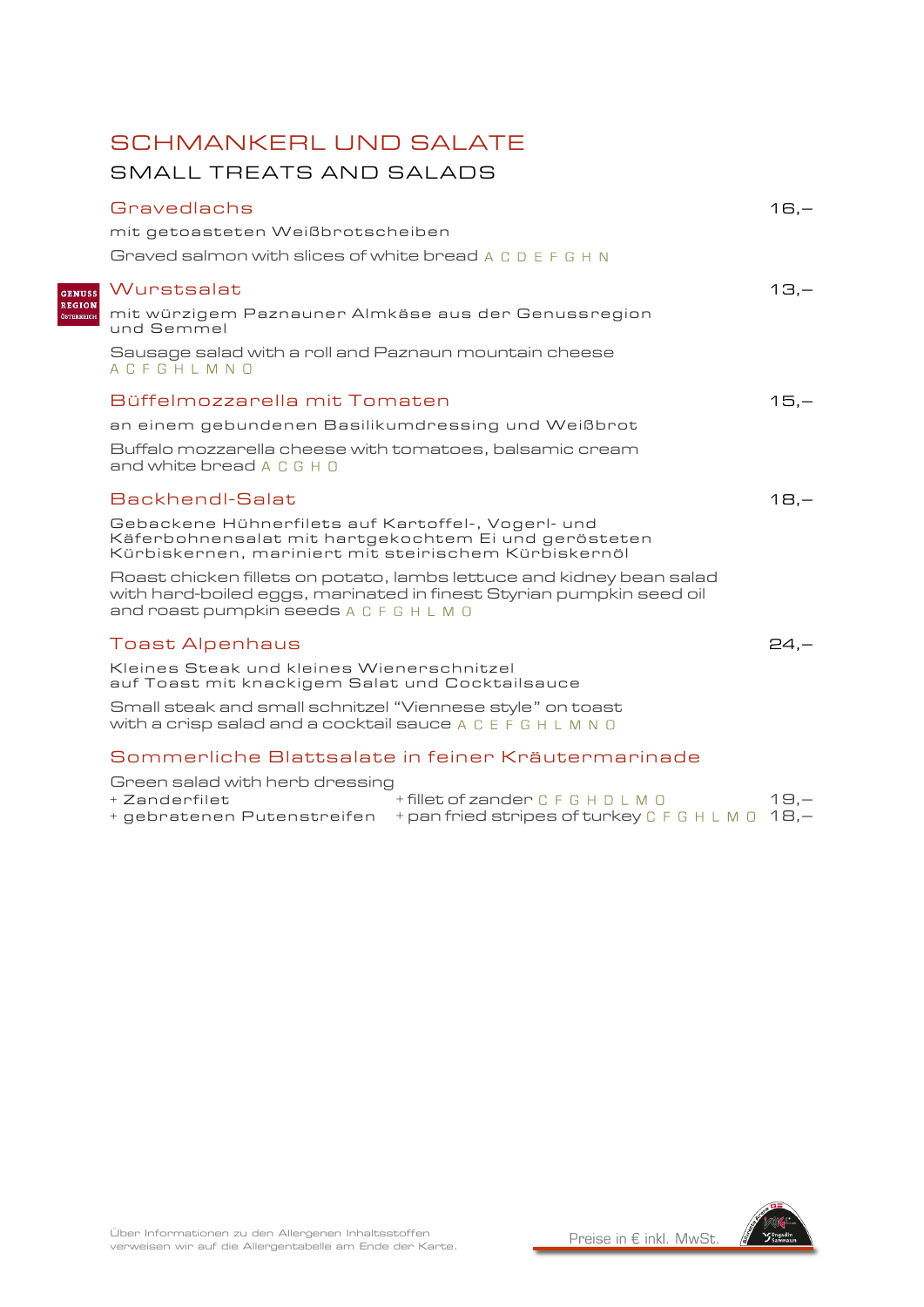# SCHMANKERL UND SALATE

## SMALL TREATS AND SALADS

### Gravedlachs — 16,–

mit getoasteten Weißbrotscheiben

Graved salmon with slices of white bread A C D E F G H N

### Wurstsalat — 13,–

GENUSS REGION ÖSTERREICH

mit würzigem Paznauner Almkäse aus der Genussregion und Semmel

Sausage salad with a roll and Paznaun mountain cheese A C F G H L M N O

### Büffelmozzarella mit Tomaten — 15,–

an einem gebundenen Basilikumdressing und Weißbrot

Buffalo mozzarella cheese with tomatoes, balsamic cream and white bread A C G H O

### Backhendl-Salat — 18,–

Gebackene Hühnerfilets auf Kartoffel-, Vogerl- und Käferbohnensalat mit hartgekochtem Ei und gerösteten Kürbiskernen, mariniert mit steirischem Kürbiskernöl

Roast chicken fillets on potato, lambs lettuce and kidney bean salad with hard-boiled eggs, marinated in finest Styrian pumpkin seed oil and roast pumpkin seeds A C F G H L M O

### Toast Alpenhaus — 24,–

Kleines Steak und kleines Wienerschnitzel auf Toast mit knackigem Salat und Cocktailsauce

Small steak and small schnitzel "Viennese style" on toast with a crisp salad and a cocktail sauce A C E F G H L M N O

### Sommerliche Blattsalate in feiner Kräutermarinade

Green salad with herb dressing

| | | |
|---|---|---|
| + Zanderfilet | + fillet of zander C F G H D L M O | 19,– |
| + gebratenen Putenstreifen | + pan fried stripes of turkey C F G H L M O | 18,– |

Über Informationen zu den Allergenen Inhaltsstoffen verweisen wir auf die Allergentabelle am Ende der Karte.

Preise in € inkl. MwSt.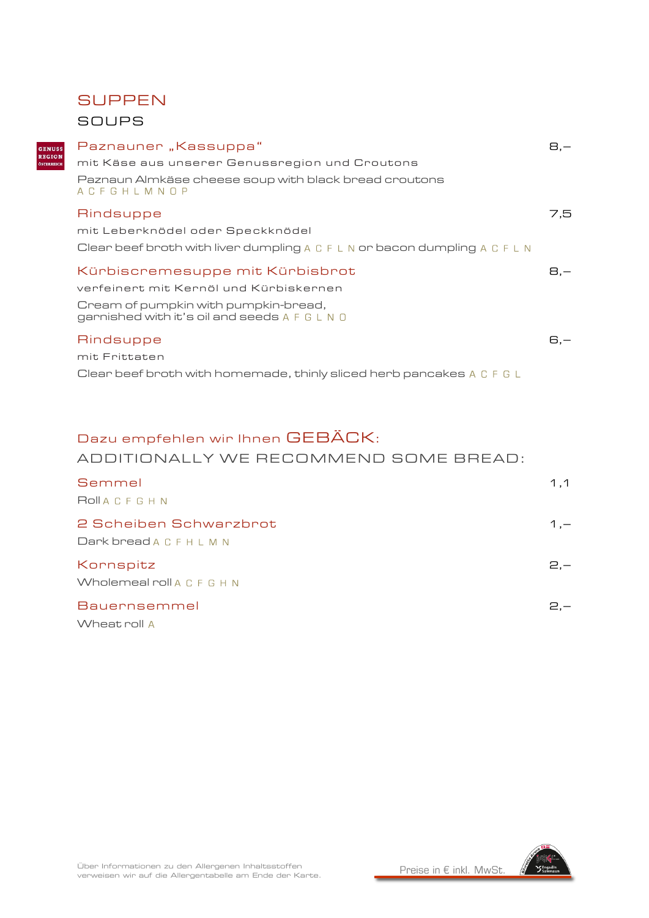# SUPPEN

## SOUPS

GENUSS REGION ÖSTERREICH

**Paznauner „Kassuppa“** 8,–

mit Käse aus unserer Genussregion und Croutons

Paznaun Almkäse cheese soup with black bread croutons A C F G H L M N O P

**Rindsuppe** 7,5

mit Leberknödel oder Speckknödel

Clear beef broth with liver dumpling A C F L N or bacon dumpling A C F L N

**Kürbiscremesuppe mit Kürbisbrot** 8,–

verfeinert mit Kernöl und Kürbiskernen

Cream of pumpkin with pumpkin-bread, garnished with it’s oil and seeds A F G L N O

**Rindsuppe** 6,–

mit Frittaten

Clear beef broth with homemade, thinly sliced herb pancakes A C F G L

## Dazu empfehlen wir Ihnen GEBÄCK:

## ADDITIONALLY WE RECOMMEND SOME BREAD:

**Semmel** 1,1

Roll A C F G H N

**2 Scheiben Schwarzbrot** 1,–

Dark bread A C F H L M N

**Kornspitz** 2,–

Wholemeal roll A C F G H N

**Bauernsemmel** 2,–

Wheat roll A

Über Informationen zu den Allergenen Inhaltsstoffen verweisen wir auf die Allergentabelle am Ende der Karte.

Preise in € inkl. MwSt.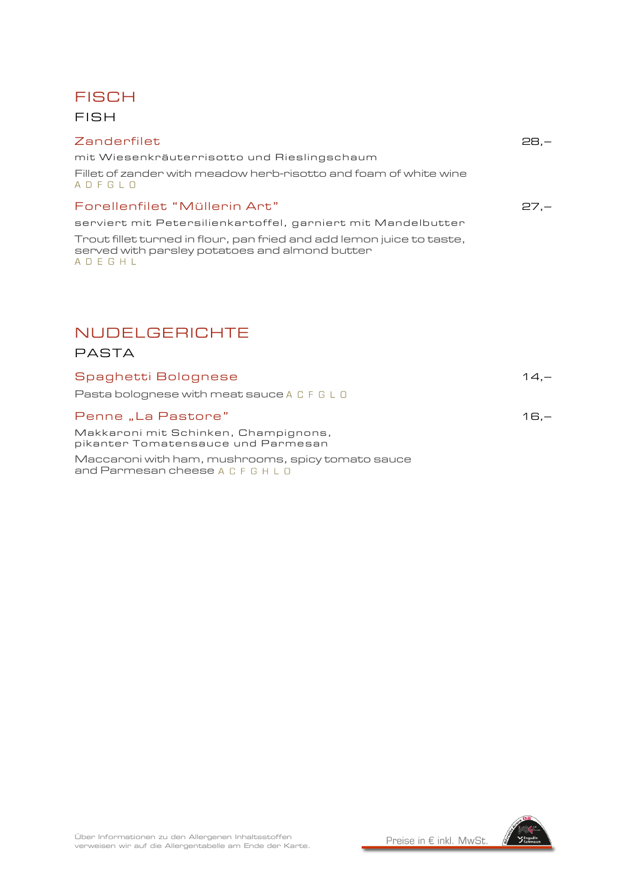# FISCH

## FISH

### Zanderfilet — 28,–

mit Wiesenkräuterrisotto und Rieslingschaum

Fillet of zander with meadow herb-risotto and foam of white wine
A D F G L O

### Forellenfilet "Müllerin Art" — 27,–

serviert mit Petersilienkartoffel, garniert mit Mandelbutter

Trout fillet turned in flour, pan fried and add lemon juice to taste, served with parsley potatoes and almond butter
A D E G H L

# NUDELGERICHTE

## PASTA

### Spaghetti Bolognese — 14,–

Pasta bolognese with meat sauce A C F G L O

### Penne „La Pastore" — 16,–

Makkaroni mit Schinken, Champignons, pikanter Tomatensauce und Parmesan

Maccaroni with ham, mushrooms, spicy tomato sauce and Parmesan cheese A C F G H L O

Über Informationen zu den Allergenen Inhaltsstoffen verweisen wir auf die Allergentabelle am Ende der Karte.

Preise in € inkl. MwSt.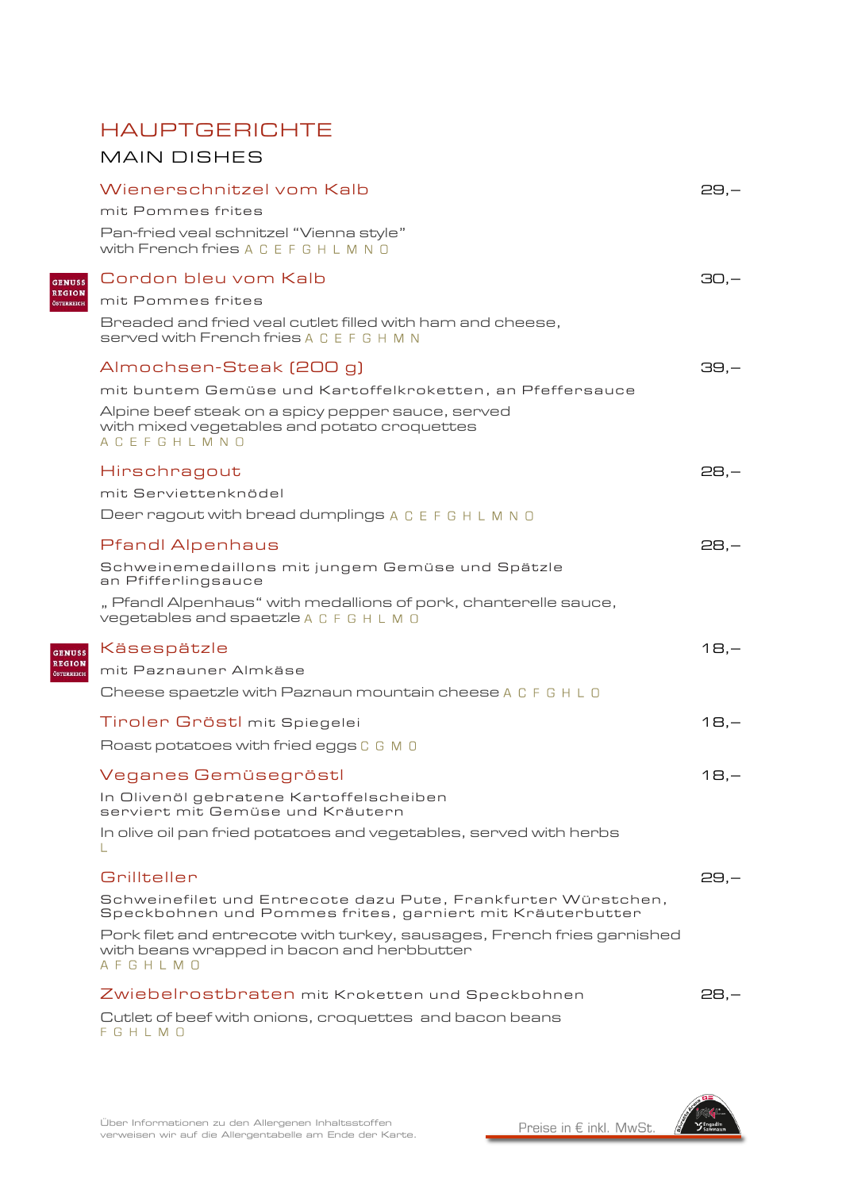# HAUPTGERICHTE

## MAIN DISHES

### Wienerschnitzel vom Kalb — 29,–

mit Pommes frites

Pan-fried veal schnitzel "Vienna style" with French fries A C E F G H L M N O

### Cordon bleu vom Kalb — 30,–

GENUSS REGION ÖSTERREICH

mit Pommes frites

Breaded and fried veal cutlet filled with ham and cheese, served with French fries A C E F G H M N

### Almochsen-Steak (200 g) — 39,–

mit buntem Gemüse und Kartoffelkroketten, an Pfeffersauce

Alpine beef steak on a spicy pepper sauce, served with mixed vegetables and potato croquettes A C E F G H L M N O

### Hirschragout — 28,–

mit Serviettenknödel

Deer ragout with bread dumplings A C E F G H L M N O

### Pfandl Alpenhaus — 28,–

Schweinemedaillons mit jungem Gemüse und Spätzle an Pfifferlingsauce

„ Pfandl Alpenhaus" with medallions of pork, chanterelle sauce, vegetables and spaetzle A C F G H L M O

### Käsespätzle — 18,–

GENUSS REGION ÖSTERREICH

mit Paznauner Almkäse

Cheese spaetzle with Paznaun mountain cheese A C F G H L O

### Tiroler Gröstl mit Spiegelei — 18,–

Roast potatoes with fried eggs C G M O

### Veganes Gemüsegröstl — 18,–

In Olivenöl gebratene Kartoffelscheiben serviert mit Gemüse und Kräutern

In olive oil pan fried potatoes and vegetables, served with herbs L

### Grillteller — 29,–

Schweinefilet und Entrecote dazu Pute, Frankfurter Würstchen, Speckbohnen und Pommes frites, garniert mit Kräuterbutter

Pork filet and entrecote with turkey, sausages, French fries garnished with beans wrapped in bacon and herbbutter A F G H L M O

### Zwiebelrostbraten mit Kroketten und Speckbohnen — 28,–

Cutlet of beef with onions, croquettes and bacon beans F G H L M O

Über Informationen zu den Allergenen Inhaltsstoffen verweisen wir auf die Allergentabelle am Ende der Karte.

Preise in € inkl. MwSt.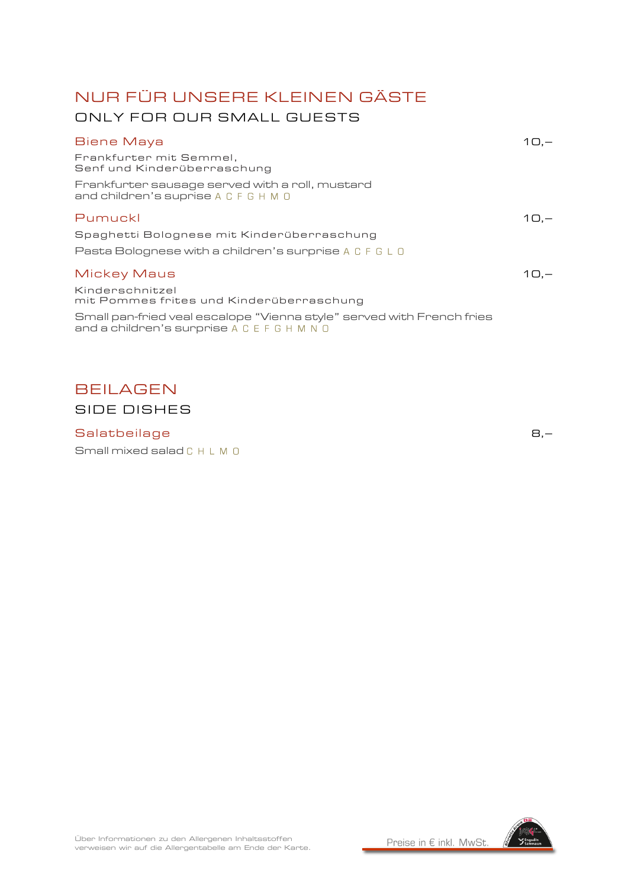# NUR FÜR UNSERE KLEINEN GÄSTE

## ONLY FOR OUR SMALL GUESTS

### Biene Maya — 10,–

Frankfurter mit Semmel,
Senf und Kinderüberraschung

Frankfurter sausage served with a roll, mustard
and children's suprise A C F G H M O

### Pumuckl — 10,–

Spaghetti Bolognese mit Kinderüberraschung

Pasta Bolognese with a children's surprise A C F G L O

### Mickey Maus — 10,–

Kinderschnitzel
mit Pommes frites und Kinderüberraschung

Small pan-fried veal escalope "Vienna style" served with French fries
and a children's surprise A C E F G H M N O

# BEILAGEN

## SIDE DISHES

### Salatbeilage — 8,–

Small mixed salad C H L M O

Über Informationen zu den Allergenen Inhaltsstoffen
verweisen wir auf die Allergentabelle am Ende der Karte.

Preise in € inkl. MwSt.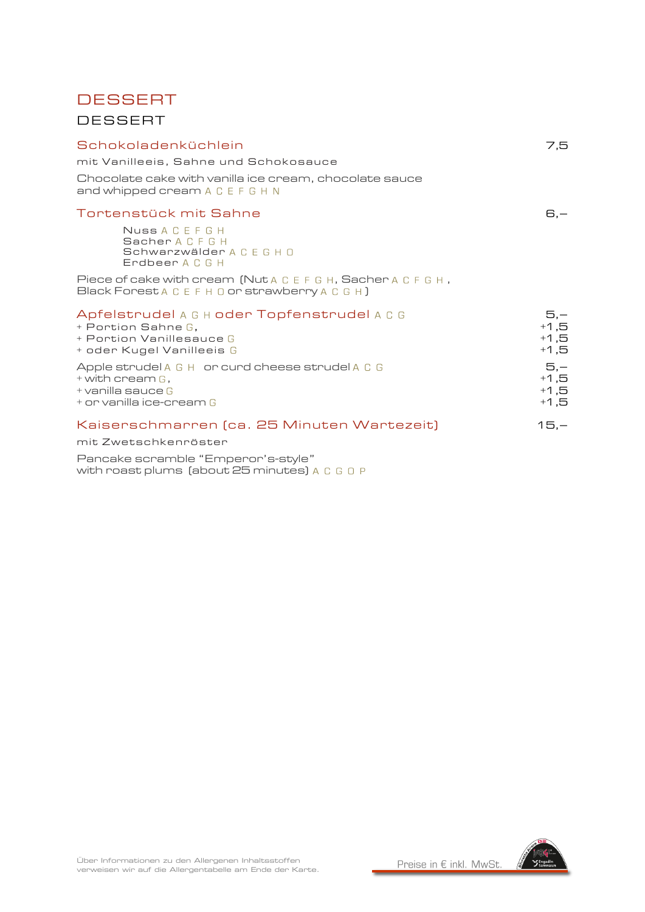# DESSERT

## DESSERT

### Schokoladenküchlein — 7,5

mit Vanilleeis, Sahne und Schokosauce

Chocolate cake with vanilla ice cream, chocolate sauce and whipped cream A C E F G H N

### Tortenstück mit Sahne — 6,–

Nuss A C E F G H
Sacher A C F G H
Schwarzwälder A C E G H O
Erdbeer A C G H

Piece of cake with cream (Nut A C E F G H, Sacher A C F G H, Black Forest A C E F H O or strawberry A C G H)

### Apfelstrudel A G H oder Topfenstrudel A C G — 5,–

+ Portion Sahne G, — +1,5
+ Portion Vanillesauce G — +1,5
+ oder Kugel Vanilleeis G — +1,5

Apple strudel A G H or curd cheese strudel A C G — 5,–
+ with cream G, — +1,5
+ vanilla sauce G — +1,5
+ or vanilla ice-cream G — +1,5

### Kaiserschmarren (ca. 25 Minuten Wartezeit) — 15,–

mit Zwetschkenröster

Pancake scramble "Emperor's-style" with roast plums (about 25 minutes) A C G O P

Über Informationen zu den Allergenen Inhaltsstoffen verweisen wir auf die Allergentabelle am Ende der Karte.

Preise in € inkl. MwSt.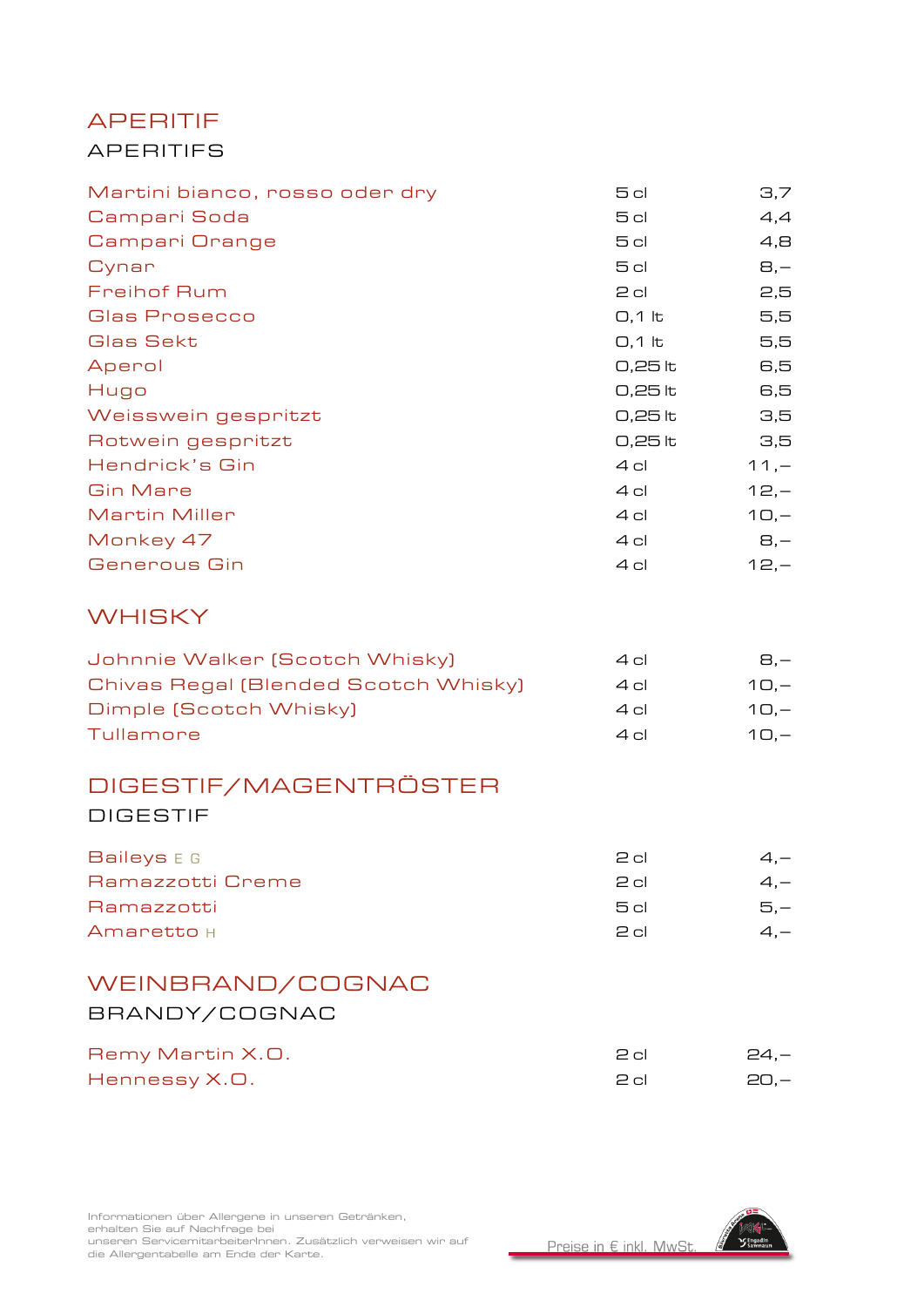## APERITIF

### APERITIFS

| | | |
|---|---|---|
| Martini bianco, rosso oder dry | 5 cl | 3,7 |
| Campari Soda | 5 cl | 4,4 |
| Campari Orange | 5 cl | 4,8 |
| Cynar | 5 cl | 8,– |
| Freihof Rum | 2 cl | 2,5 |
| Glas Prosecco | 0,1 lt | 5,5 |
| Glas Sekt | 0,1 lt | 5,5 |
| Aperol | 0,25 lt | 6,5 |
| Hugo | 0,25 lt | 6,5 |
| Weisswein gespritzt | 0,25 lt | 3,5 |
| Rotwein gespritzt | 0,25 lt | 3,5 |
| Hendrick's Gin | 4 cl | 11,– |
| Gin Mare | 4 cl | 12,– |
| Martin Miller | 4 cl | 10,– |
| Monkey 47 | 4 cl | 8,– |
| Generous Gin | 4 cl | 12,– |

## WHISKY

| | | |
|---|---|---|
| Johnnie Walker (Scotch Whisky) | 4 cl | 8,– |
| Chivas Regal (Blended Scotch Whisky) | 4 cl | 10,– |
| Dimple (Scotch Whisky) | 4 cl | 10,– |
| Tullamore | 4 cl | 10,– |

## DIGESTIF/MAGENTRÖSTER

### DIGESTIF

| | | |
|---|---|---|
| Baileys E G | 2 cl | 4,– |
| Ramazzotti Creme | 2 cl | 4,– |
| Ramazzotti | 5 cl | 5,– |
| Amaretto H | 2 cl | 4,– |

## WEINBRAND/COGNAC

### BRANDY/COGNAC

| | | |
|---|---|---|
| Remy Martin X.O. | 2 cl | 24,– |
| Hennessy X.O. | 2 cl | 20,– |

Informationen über Allergene in unseren Getränken, erhalten Sie auf Nachfrage bei unseren ServicemitarbeiterInnen. Zusätzlich verweisen wir auf die Allergentabelle am Ende der Karte.

Preise in € inkl. MwSt.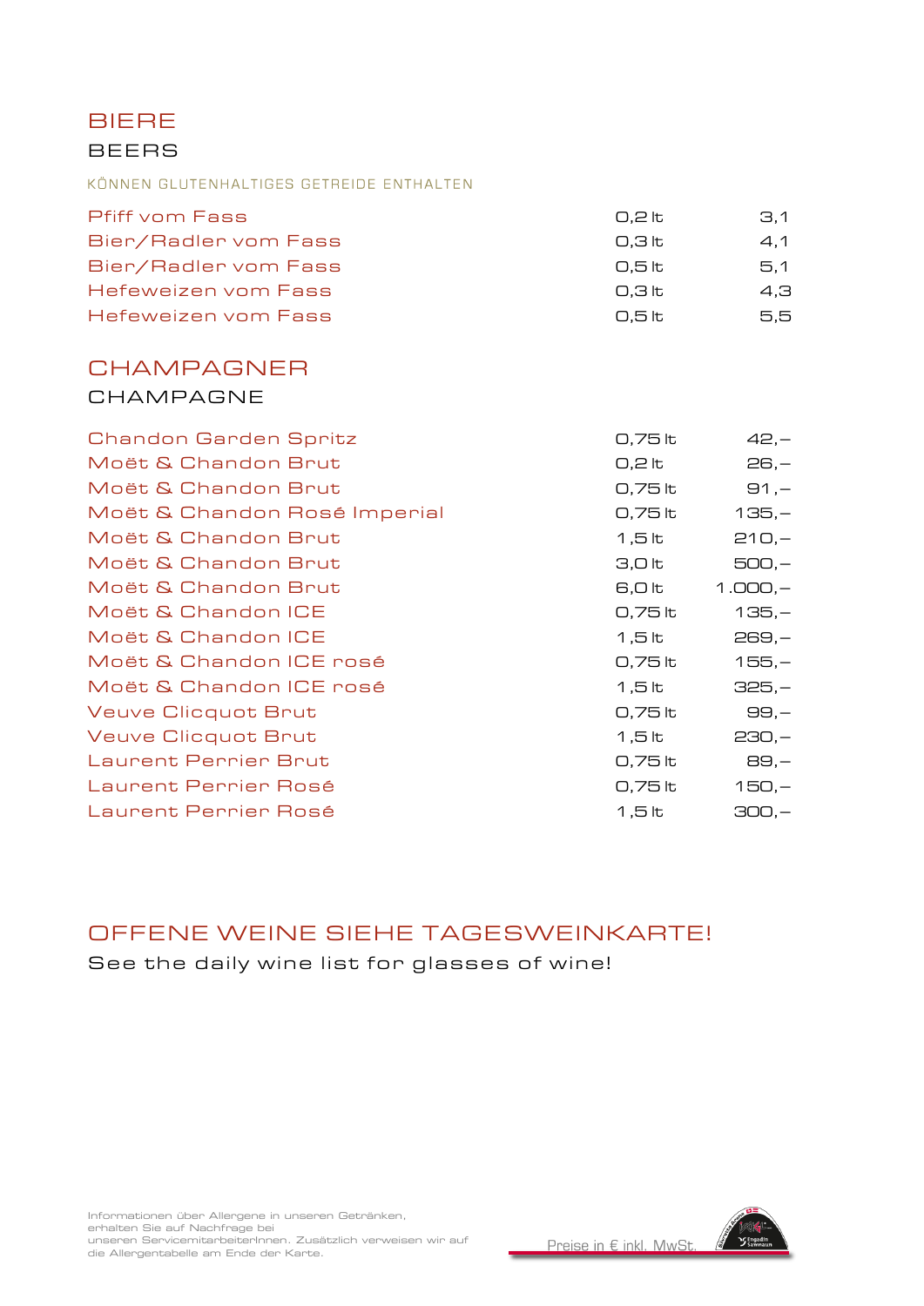# BIERE

## BEERS

KÖNNEN GLUTENHALTIGES GETREIDE ENTHALTEN

| | | |
|---|---|---|
| Pfiff vom Fass | 0,2 lt | 3,1 |
| Bier/Radler vom Fass | 0,3 lt | 4,1 |
| Bier/Radler vom Fass | 0,5 lt | 5,1 |
| Hefeweizen vom Fass | 0,3 lt | 4,3 |
| Hefeweizen vom Fass | 0,5 lt | 5,5 |

# CHAMPAGNER

## CHAMPAGNE

| | | |
|---|---|---|
| Chandon Garden Spritz | 0,75 lt | 42,– |
| Moët & Chandon Brut | 0,2 lt | 26,– |
| Moët & Chandon Brut | 0,75 lt | 91,– |
| Moët & Chandon Rosé Imperial | 0,75 lt | 135,– |
| Moët & Chandon Brut | 1,5 lt | 210,– |
| Moët & Chandon Brut | 3,0 lt | 500,– |
| Moët & Chandon Brut | 6,0 lt | 1.000,– |
| Moët & Chandon ICE | 0,75 lt | 135,– |
| Moët & Chandon ICE | 1,5 lt | 269,– |
| Moët & Chandon ICE rosé | 0,75 lt | 155,– |
| Moët & Chandon ICE rosé | 1,5 lt | 325,– |
| Veuve Clicquot Brut | 0,75 lt | 99,– |
| Veuve Clicquot Brut | 1,5 lt | 230,– |
| Laurent Perrier Brut | 0,75 lt | 89,– |
| Laurent Perrier Rosé | 0,75 lt | 150,– |
| Laurent Perrier Rosé | 1,5 lt | 300,– |

# OFFENE WEINE SIEHE TAGESWEINKARTE!

See the daily wine list for glasses of wine!

Informationen über Allergene in unseren Getränken, erhalten Sie auf Nachfrage bei unseren ServicemitarbeiterInnen. Zusätzlich verweisen wir auf die Allergentabelle am Ende der Karte.

Preise in € inkl. MwSt.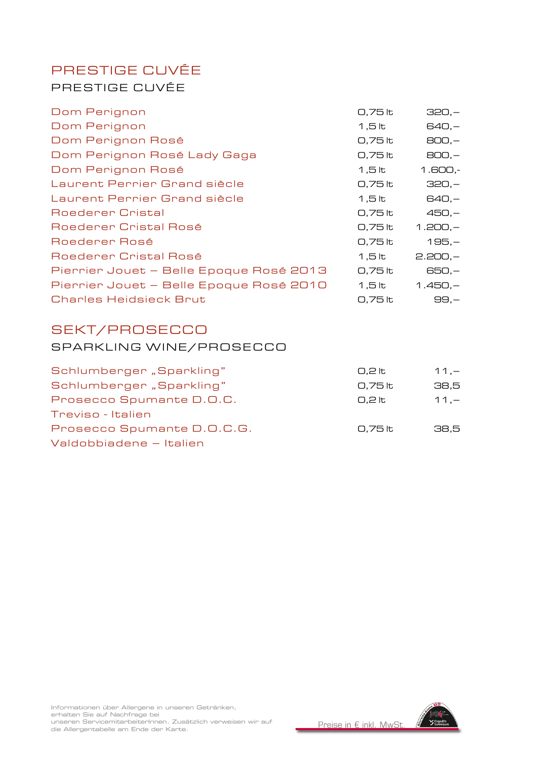## PRESTIGE CUVÉE

### PRESTIGE CUVÉE

| | | |
|---|---|---|
| Dom Perignon | 0,75 lt | 320,– |
| Dom Perignon | 1,5 lt | 640,– |
| Dom Perignon Rosé | 0,75 lt | 800,– |
| Dom Perignon Rosé Lady Gaga | 0,75 lt | 800,– |
| Dom Perignon Rosé | 1,5 lt | 1.600,- |
| Laurent Perrier Grand siècle | 0,75 lt | 320,– |
| Laurent Perrier Grand siècle | 1,5 lt | 640,– |
| Roederer Cristal | 0,75 lt | 450,– |
| Roederer Cristal Rosé | 0,75 lt | 1.200,– |
| Roederer Rosé | 0,75 lt | 195,– |
| Roederer Cristal Rosé | 1,5 lt | 2.200,– |
| Pierrier Jouet – Belle Epoque Rosé 2013 | 0,75 lt | 650,– |
| Pierrier Jouet – Belle Epoque Rosé 2010 | 1,5 lt | 1.450,– |
| Charles Heidsieck Brut | 0,75 lt | 99,– |

## SEKT/PROSECCO

### SPARKLING WINE/PROSECCO

| | | |
|---|---|---|
| Schlumberger „Sparkling" | 0,2 lt | 11,– |
| Schlumberger „Sparkling" | 0,75 lt | 38,5 |
| Prosecco Spumante D.O.C.<br>Treviso - Italien | 0,2 lt | 11,– |
| Prosecco Spumante D.O.C.G.<br>Valdobbiadene – Italien | 0,75 lt | 38,5 |

Informationen über Allergene in unseren Getränken, erhalten Sie auf Nachfrage bei unseren ServicemitarbeiterInnen. Zusätzlich verweisen wir auf die Allergentabelle am Ende der Karte.

Preise in € inkl. MwSt.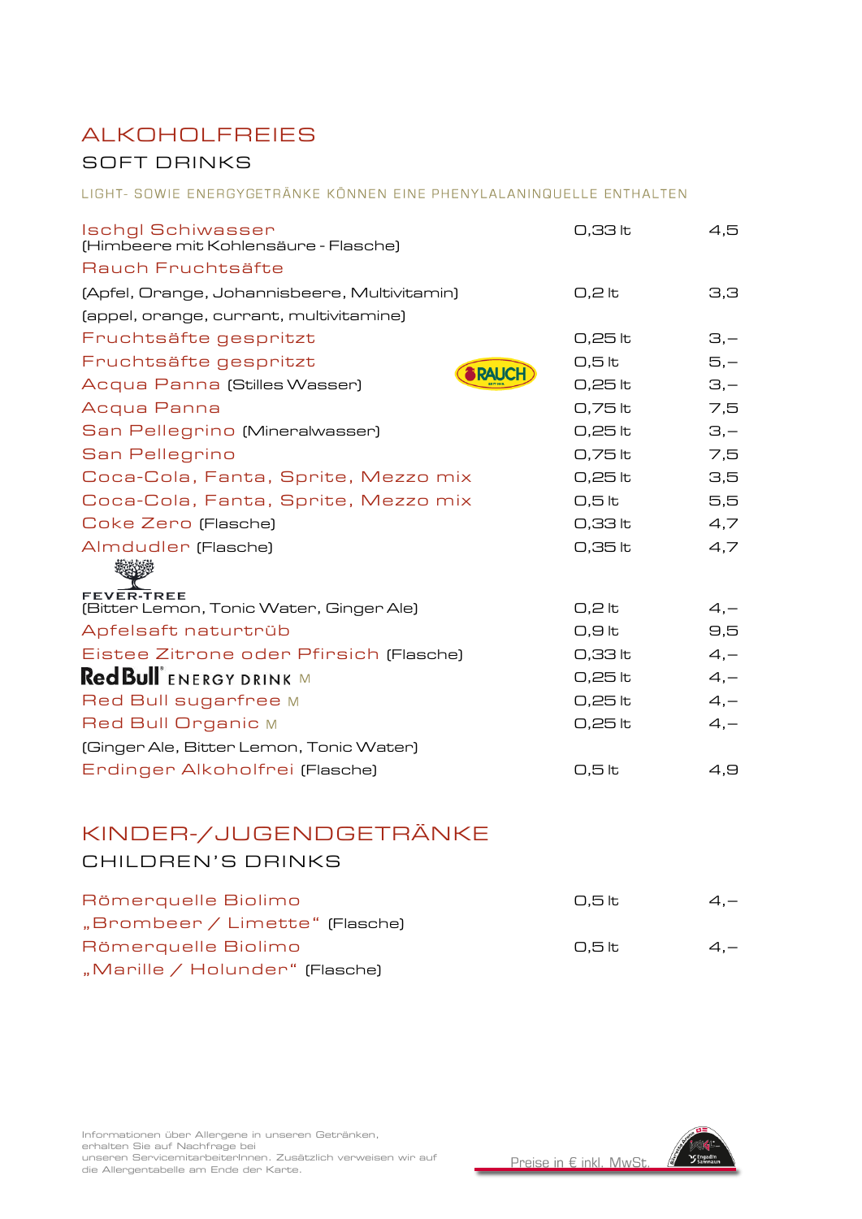# ALKOHOLFREIES

## SOFT DRINKS

LIGHT- SOWIE ENERGYGETRÄNKE KÖNNEN EINE PHENYLALANINQUELLE ENTHALTEN

| | | |
|---|---|---|
| Ischgl Schiwasser (Himbeere mit Kohlensäure - Flasche) | 0,33 lt | 4,5 |
| Rauch Fruchtsäfte | | |
| (Apfel, Orange, Johannisbeere, Multivitamin) | 0,2 lt | 3,3 |
| (appel, orange, currant, multivitamine) | | |
| Fruchtsäfte gespritzt | 0,25 lt | 3,– |
| Fruchtsäfte gespritzt | 0,5 lt | 5,– |
| Acqua Panna (Stilles Wasser) | 0,25 lt | 3,– |
| Acqua Panna | 0,75 lt | 7,5 |
| San Pellegrino (Mineralwasser) | 0,25 lt | 3,– |
| San Pellegrino | 0,75 lt | 7,5 |
| Coca-Cola, Fanta, Sprite, Mezzo mix | 0,25 lt | 3,5 |
| Coca-Cola, Fanta, Sprite, Mezzo mix | 0,5 lt | 5,5 |
| Coke Zero (Flasche) | 0,33 lt | 4,7 |
| Almdudler (Flasche) | 0,35 lt | 4,7 |
| FEVER-TREE (Bitter Lemon, Tonic Water, Ginger Ale) | 0,2 lt | 4,– |
| Apfelsaft naturtrüb | 0,9 lt | 9,5 |
| Eistee Zitrone oder Pfirsich (Flasche) | 0,33 lt | 4,– |
| Red Bull ENERGY DRINK M | 0,25 lt | 4,– |
| Red Bull sugarfree M | 0,25 lt | 4,– |
| Red Bull Organic M | 0,25 lt | 4,– |
| (Ginger Ale, Bitter Lemon, Tonic Water) | | |
| Erdinger Alkoholfrei (Flasche) | 0,5 lt | 4,9 |

# KINDER-/JUGENDGETRÄNKE

## CHILDREN'S DRINKS

| | | |
|---|---|---|
| Römerquelle Biolimo „Brombeer / Limette" (Flasche) | 0,5 lt | 4,– |
| Römerquelle Biolimo „Marille / Holunder" (Flasche) | 0,5 lt | 4,– |

Informationen über Allergene in unseren Getränken, erhalten Sie auf Nachfrage bei unseren ServicemitarbeiterInnen. Zusätzlich verweisen wir auf die Allergentabelle am Ende der Karte.

Preise in € inkl. MwSt.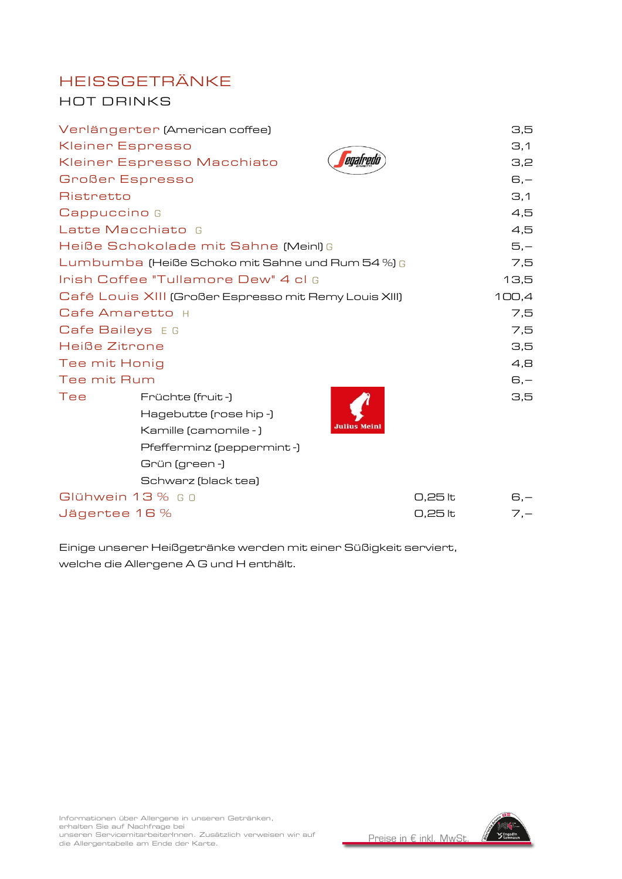# HEISSGETRÄNKE

## HOT DRINKS

| | | |
|---|---|---|
| Verlängerter (American coffee) | | 3,5 |
| Kleiner Espresso | | 3,1 |
| Kleiner Espresso Macchiato | | 3,2 |
| Großer Espresso | | 6,– |
| Ristretto | | 3,1 |
| Cappuccino G | | 4,5 |
| Latte Macchiato G | | 4,5 |
| Heiße Schokolade mit Sahne (Meinl) G | | 5,– |
| Lumbumba (Heiße Schoko mit Sahne und Rum 54 %) G | | 7,5 |
| Irish Coffee "Tullamore Dew" 4 cl G | | 13,5 |
| Café Louis XIII (Großer Espresso mit Remy Louis XIII) | | 100,4 |
| Cafe Amaretto H | | 7,5 |
| Cafe Baileys E G | | 7,5 |
| Heiße Zitrone | | 3,5 |
| Tee mit Honig | | 4,8 |
| Tee mit Rum | | 6,– |
| Tee: Früchte (fruit -), Hagebutte (rose hip -), Kamille (camomile - ), Pfefferminz (peppermint -), Grün (green -), Schwarz (black tea) | | 3,5 |
| Glühwein 13 % G O | 0,25 lt | 6,– |
| Jägertee 16 % | 0,25 lt | 7,– |

Einige unserer Heißgetränke werden mit einer Süßigkeit serviert, welche die Allergene A G und H enthält.

Informationen über Allergene in unseren Getränken, erhalten Sie auf Nachfrage bei unseren ServicemitarbeiterInnen. Zusätzlich verweisen wir auf die Allergentabelle am Ende der Karte.

Preise in € inkl. MwSt.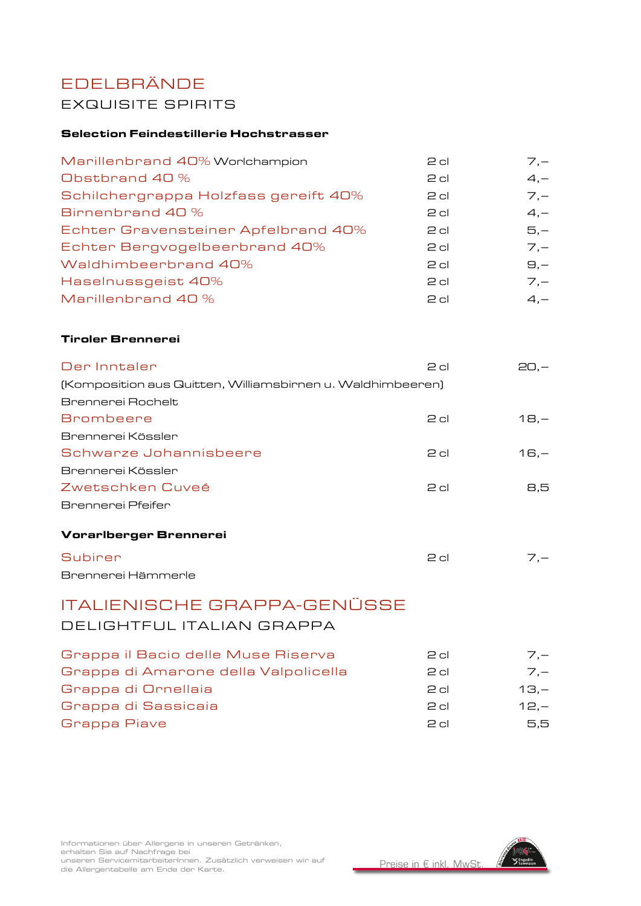# EDELBRÄNDE

## EXQUISITE SPIRITS

**Selection Feindestillerie Hochstrasser**

| | | |
|---|---|---|
| Marillenbrand 40% Worlchampion | 2 cl | 7,– |
| Obstbrand 40 % | 2 cl | 4,– |
| Schilchergrappa Holzfass gereift 40% | 2 cl | 7,– |
| Birnenbrand 40 % | 2 cl | 4,– |
| Echter Gravensteiner Apfelbrand 40% | 2 cl | 5,– |
| Echter Bergvogelbeerbrand 40% | 2 cl | 7,– |
| Waldhimbeerbrand 40% | 2 cl | 9,– |
| Haselnussgeist 40% | 2 cl | 7,– |
| Marillenbrand 40 % | 2 cl | 4,– |

**Tiroler Brennerei**

| | | |
|---|---|---|
| Der Inntaler<br>(Komposition aus Quitten, Williamsbirnen u. Waldhimbeeren)<br>Brennerei Rochelt | 2 cl | 20,– |
| Brombeere<br>Brennerei Kössler | 2 cl | 18,– |
| Schwarze Johannisbeere<br>Brennerei Kössler | 2 cl | 16,– |
| Zwetschken Cuveé<br>Brennerei Pfeifer | 2 cl | 8,5 |

**Vorarlberger Brennerei**

| | | |
|---|---|---|
| Subirer<br>Brennerei Hämmerle | 2 cl | 7,– |

# ITALIENISCHE GRAPPA-GENÜSSE

## DELIGHTFUL ITALIAN GRAPPA

| | | |
|---|---|---|
| Grappa il Bacio delle Muse Riserva | 2 cl | 7,– |
| Grappa di Amarone della Valpolicella | 2 cl | 7,– |
| Grappa di Ornellaia | 2 cl | 13,– |
| Grappa di Sassicaia | 2 cl | 12,– |
| Grappa Piave | 2 cl | 5,5 |

Informationen über Allergene in unseren Getränken, erhalten Sie auf Nachfrage bei unseren ServicemitarbeiterInnen. Zusätzlich verweisen wir auf die Allergentabelle am Ende der Karte.

Preise in € inkl. MwSt.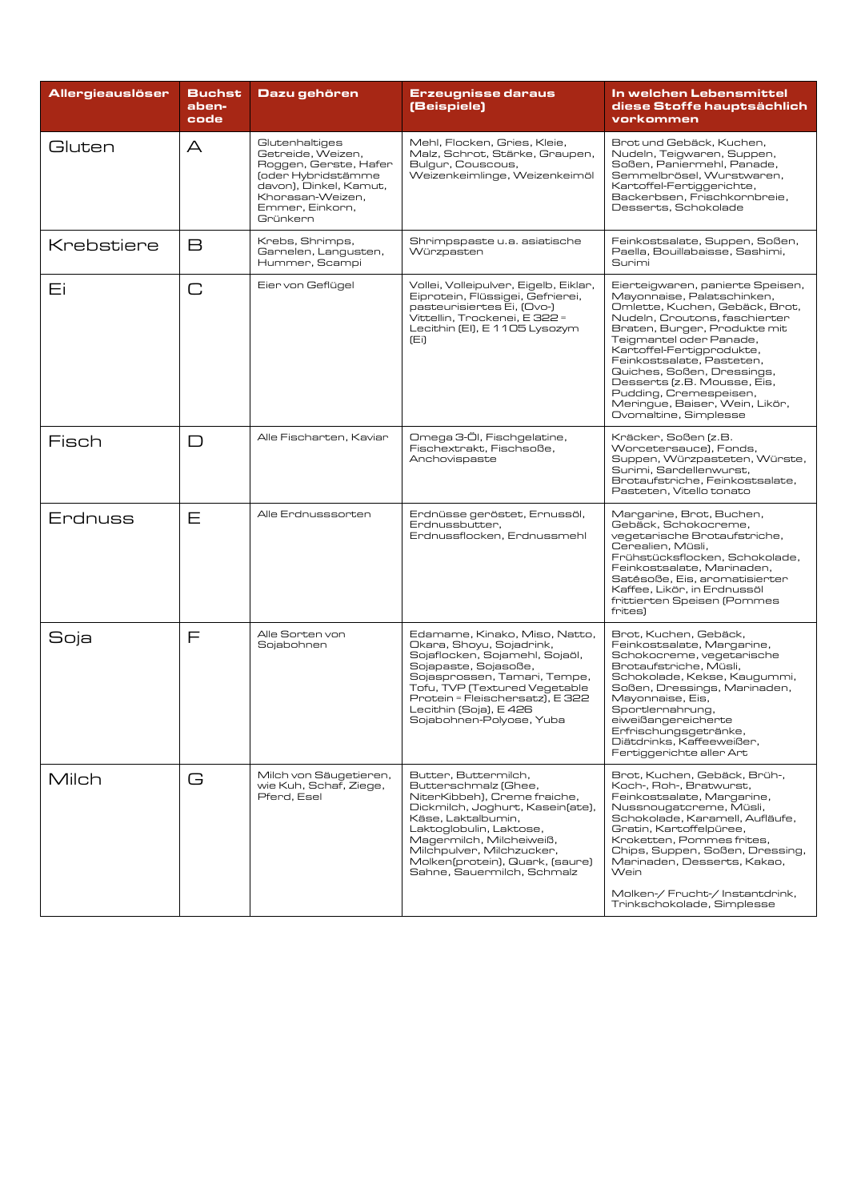| Allergieauslöser | Buchstaben-code | Dazu gehören | Erzeugnisse daraus (Beispiele) | In welchen Lebensmittel diese Stoffe hauptsächlich vorkommen |
|---|---|---|---|---|
| Gluten | A | Glutenhaltiges Getreide, Weizen, Roggen, Gerste, Hafer (oder Hybridstämme davon), Dinkel, Kamut, Khorasan-Weizen, Emmer, Einkorn, Grünkern | Mehl, Flocken, Gries, Kleie, Malz, Schrot, Stärke, Graupen, Bulgur, Couscous, Weizenkeimlinge, Weizenkeimöl | Brot und Gebäck, Kuchen, Nudeln, Teigwaren, Suppen, Soßen, Paniermehl, Panade, Semmelbrösel, Wurstwaren, Kartoffel-Fertiggerichte, Backerbsen, Frischkornbreie, Desserts, Schokolade |
| Krebstiere | B | Krebs, Shrimps, Garnelen, Langusten, Hummer, Scampi | Shrimpspaste u.a. asiatische Würzpasten | Feinkostsalate, Suppen, Soßen, Paella, Bouillabaisse, Sashimi, Surimi |
| Ei | C | Eier von Geflügel | Vollei, Volleipulver, Eigelb, Eiklar, Eiprotein, Flüssigei, Gefrierei, pasteurisiertes Ei, (Ovo-) Vittellin, Trockenei, E 322 = Lecithin (Ei), E 1105 Lysozym (Ei) | Eierteigwaren, panierte Speisen, Mayonnaise, Palatschinken, Omlette, Kuchen, Gebäck, Brot, Nudeln, Croutons, faschierter Braten, Burger, Produkte mit Teigmantel oder Panade, Kartoffel-Fertigprodukte, Feinkostsalate, Pasteten, Quiches, Soßen, Dressings, Desserts (z.B. Mousse, Eis, Pudding, Cremespeisen, Meringue, Baiser, Wein, Likör, Ovomaltine, Simplesse |
| Fisch | D | Alle Fischarten, Kaviar | Omega 3-Öl, Fischgelatine, Fischextrakt, Fischsoße, Anchovispaste | Kräcker, Soßen (z.B. Worcetersauce), Fonds, Suppen, Würzpasteten, Würste, Surimi, Sardellenwurst, Brotaufstriche, Feinkostsalate, Pasteten, Vitello tonato |
| Erdnuss | E | Alle Erdnusssorten | Erdnüsse geröstet, Ernussöl, Erdnussbutter, Erdnussflocken, Erdnussmehl | Margarine, Brot, Buchen, Gebäck, Schokocreme, vegetarische Brotaufstriche, Cerealien, Müsli, Frühstücksflocken, Schokolade, Feinkostsalate, Marinaden, Satésoße, Eis, aromatisierter Kaffee, Likör, in Erdnussöl frittierten Speisen (Pommes frites) |
| Soja | F | Alle Sorten von Sojabohnen | Edamame, Kinako, Miso, Natto, Okara, Shoyu, Sojadrink, Sojaflocken, Sojamehl, Sojaöl, Sojapaste, Sojasoße, Sojasprossen, Tamari, Tempe, Tofu, TVP (Textured Vegetable Protein = Fleischersatz), E 322 Lecithin (Soja), E 426 Sojabohnen-Polyose, Yuba | Brot, Kuchen, Gebäck, Feinkostsalate, Margarine, Schokocreme, vegetarische Brotaufstriche, Müsli, Schokolade, Kekse, Kaugummi, Soßen, Dressings, Marinaden, Mayonnaise, Eis, Sportlernahrung, eiweißangereicherte Erfrischungsgetränke, Diätdrinks, Kaffeeweißer, Fertiggerichte aller Art |
| Milch | G | Milch von Säugetieren, wie Kuh, Schaf, Ziege, Pferd, Esel | Butter, Buttermilch, Butterschmalz (Ghee, NiterKibbeh), Creme fraiche, Dickmilch, Joghurt, Kasein(ate), Käse, Laktalbumin, Laktoglobulin, Laktose, Magermilch, Milcheiweiß, Milchpulver, Milchzucker, Molken(protein), Quark, (saure) Sahne, Sauermilch, Schmalz | Brot, Kuchen, Gebäck, Brüh-, Koch-, Roh-, Bratwurst, Feinkostsalate, Margarine, Nussnougatcreme, Müsli, Schokolade, Karamell, Aufläufe, Gratin, Kartoffelpüree, Kroketten, Pommes frites, Chips, Suppen, Soßen, Dressing, Marinaden, Desserts, Kakao, Wein<br><br>Molken-/ Frucht-/ Instantdrink, Trinkschokolade, Simplesse |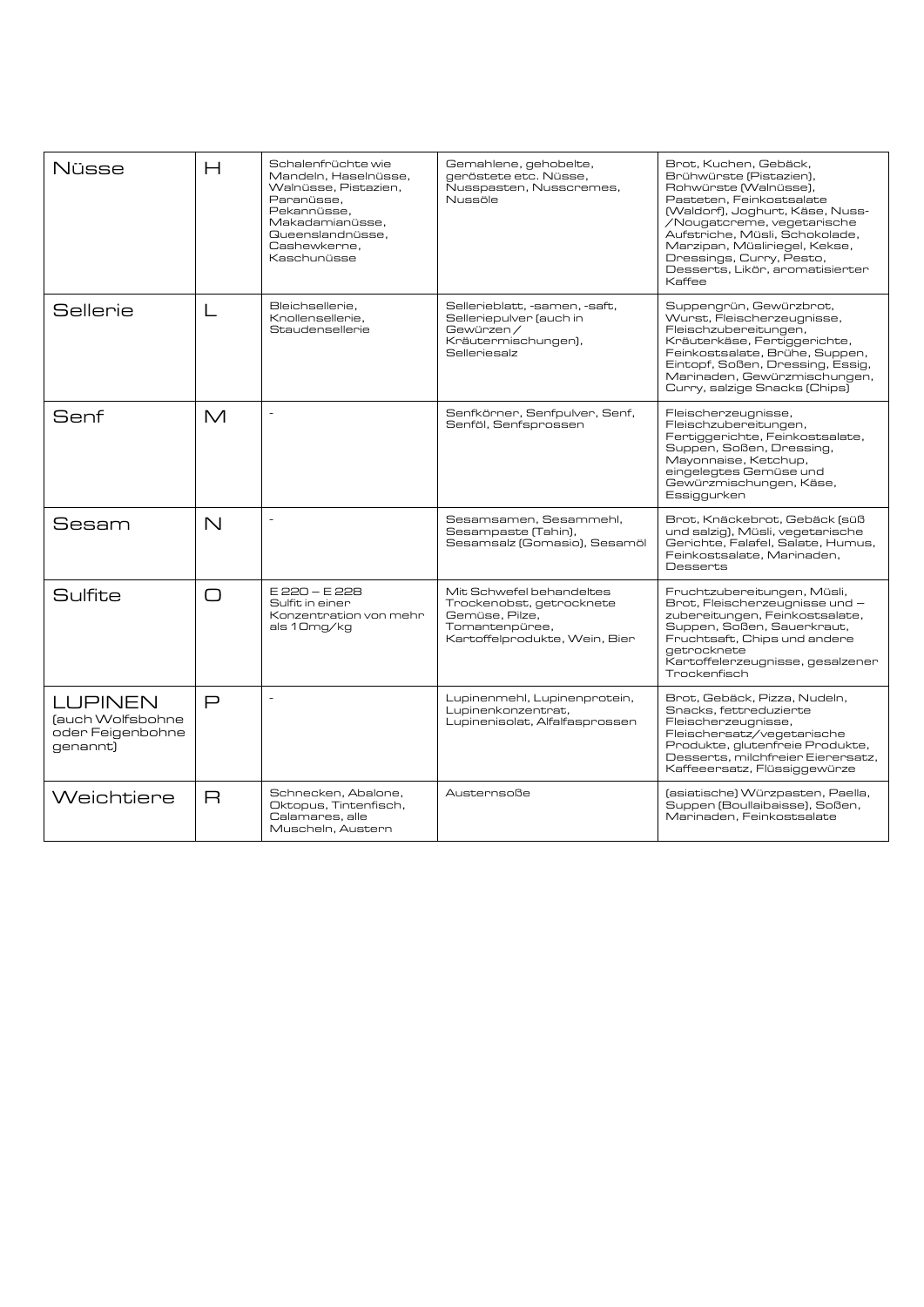| Nüsse | H | Schalenfrüchte wie Mandeln, Haselnüsse, Walnüsse, Pistazien, Paranüsse, Pekannüsse, Makadamianüsse, Queenslandnüsse, Cashewkerne, Kaschunüsse | Gemahlene, gehobelte, geröstete etc. Nüsse, Nusspasten, Nusscremes, Nussöle | Brot, Kuchen, Gebäck, Brühwürste (Pistazien), Rohwürste (Walnüsse), Pasteten, Feinkostsalate (Waldorf), Joghurt, Käse, Nuss-/Nougatcreme, vegetarische Aufstriche, Müsli, Schokolade, Marzipan, Müsliriegel, Kekse, Dressings, Curry, Pesto, Desserts, Likör, aromatisierter Kaffee |
|---|---|---|---|---|
| Sellerie | L | Bleichsellerie, Knollensellerie, Staudensellerie | Sellerieblatt, -samen, -saft, Selleriepulver (auch in Gewürzen / Kräutermischungen), Selleriesalz | Suppengrün, Gewürzbrot, Wurst, Fleischerzeugnisse, Fleischzubereitungen, Kräuterkäse, Fertiggerichte, Feinkostsalate, Brühe, Suppen, Eintopf, Soßen, Dressing, Essig, Marinaden, Gewürzmischungen, Curry, salzige Snacks (Chips) |
| Senf | M | - | Senfkörner, Senfpulver, Senf, Senföl, Senfsprossen | Fleischerzeugnisse, Fleischzubereitungen, Fertiggerichte, Feinkostsalate, Suppen, Soßen, Dressing, Mayonnaise, Ketchup, eingelegtes Gemüse und Gewürzmischungen, Käse, Essiggurken |
| Sesam | N | - | Sesamsamen, Sesammehl, Sesampaste (Tahin), Sesamsalz (Gomasio), Sesamöl | Brot, Knäckebrot, Gebäck (süß und salzig), Müsli, vegetarische Gerichte, Falafel, Salate, Humus, Feinkostsalate, Marinaden, Desserts |
| Sulfite | O | E 220 – E 228 Sulfit in einer Konzentration von mehr als 10mg/kg | Mit Schwefel behandeltes Trockenobst, getrocknete Gemüse, Pilze, Tomantenpüree, Kartoffelprodukte, Wein, Bier | Fruchtzubereitungen, Müsli, Brot, Fleischerzeugnisse und – zubereitungen, Feinkostsalate, Suppen, Soßen, Sauerkraut, Fruchtsaft, Chips und andere getrocknete Kartoffelerzeugnisse, gesalzener Trockenfisch |
| LUPINEN (auch Wolfsbohne oder Feigenbohne genannt) | P | - | Lupinenmehl, Lupinenprotein, Lupinenkonzentrat, Lupinenisolat, Alfalfasprossen | Brot, Gebäck, Pizza, Nudeln, Snacks, fettreduzierte Fleischerzeugnisse, Fleischersatz/vegetarische Produkte, glutenfreie Produkte, Desserts, milchfreier Eierersatz, Kaffeeersatz, Flüssiggewürze |
| Weichtiere | R | Schnecken, Abalone, Oktopus, Tintenfisch, Calamares, alle Muscheln, Austern | Austernsoße | (asiatische) Würzpasten, Paella, Suppen (Boullaibaisse), Soßen, Marinaden, Feinkostsalate |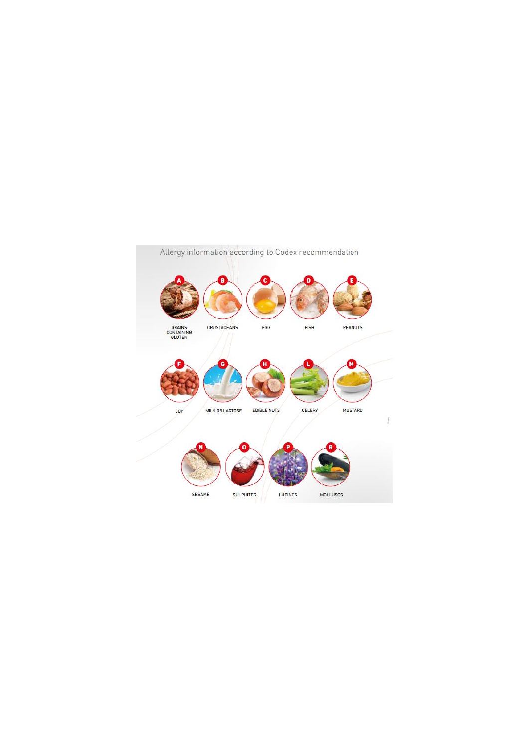Allergy information according to Codex recommendation

A GRAINS CONTAINING GLUTEN

B CRUSTACEANS

C EGG

D FISH

E PEANUTS

F SOY

G MILK OR LACTOSE

H EDIBLE NUTS

L CELERY

M MUSTARD

N SESAME

O SULPHITES

P LUPINES

R MOLLUSCS